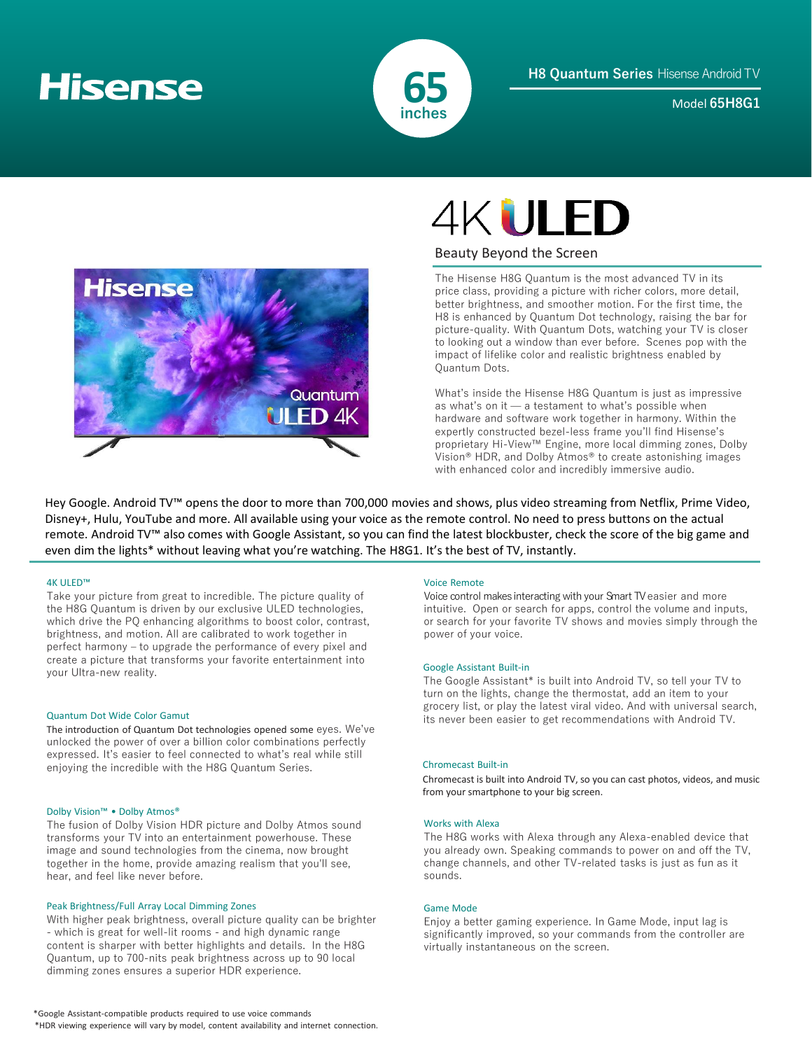# Hisense

**65 inches**

**H8 Quantum Series** Hisense Android TV

Model **65H8G1**

## 4K ULED

### Beauty Beyond the Screen

The Hisense H8G Quantum is the most advanced TV in its price class, providing a picture with richer colors, more detail, better brightness, and smoother motion. For the first time, the H8 is enhanced by Quantum Dot technology, raising the bar for picture-quality. With Quantum Dots, watching your TV is closer to looking out a window than ever before. Scenes pop with the impact of lifelike color and realistic brightness enabled by Quantum Dots.

What's inside the Hisense H8G Quantum is just as impressive as what's on it — a testament to what's possible when hardware and software work together in harmony. Within the expertly constructed bezel-less frame you'll find Hisense's proprietary Hi-View™ Engine, more local dimming zones, Dolby Vision® HDR, and Dolby Atmos® to create astonishing images with enhanced color and incredibly immersive audio.

Hey Google. Android TV™ opens the door to more than 700,000 movies and shows, plus video streaming from Netflix, Prime Video, Disney+, Hulu, YouTube and more. All available using your voice as the remote control. No need to press buttons on the actual remote. Android TV™ also comes with Google Assistant, so you can find the latest blockbuster, check the score of the big game and even dim the lights* without leaving what you're watching. The H8G1. It's the best of TV, instantly.

#### 4K ULED™

Take your picture from great to incredible. The picture quality of the H8G Quantum is driven by our exclusive ULED technologies, which drive the PQ enhancing algorithms to boost color, contrast, brightness, and motion. All are calibrated to work together in perfect harmony – to upgrade the performance of every pixel and create a picture that transforms your favorite entertainment into your Ultra-new reality.

#### Quantum Dot Wide Color Gamut

The introduction of Quantum Dot technologies opened some eyes. We've unlocked the power of over a billion color combinations perfectly expressed. It's easier to feel connected to what's real while still enjoying the incredible with the H8G Quantum Series.

#### Dolby Vision™ • Dolby Atmos®

The fusion of Dolby Vision HDR picture and Dolby Atmos sound transforms your TV into an entertainment powerhouse. These image and sound technologies from the cinema, now brought together in the home, provide amazing realism that you'll see, hear, and feel like never before.

#### Peak Brightness/Full Array Local Dimming Zones

With higher peak brightness, overall picture quality can be brighter - which is great for well-lit rooms - and high dynamic range content is sharper with better highlights and details. In the H8G Quantum, up to 700-nits peak brightness across up to 90 local dimming zones ensures a superior HDR experience.

#### Voice Remote

Voice control makes interacting with your Smart TV easier and more intuitive. Open or search for apps, control the volume and inputs, or search for your favorite TV shows and movies simply through the power of your voice.

#### Google Assistant Built-in

The Google Assistant* is built into Android TV, so tell your TV to turn on the lights, change the thermostat, add an item to your grocery list, or play the latest viral video. And with universal search, its never been easier to get recommendations with Android TV.

#### Chromecast Built-in

Chromecast is built into Android TV, so you can cast photos, videos, and music from your smartphone to your big screen.

#### Works with Alexa

The H8G works with Alexa through any Alexa-enabled device that you already own. Speaking commands to power on and off the TV, change channels, and other TV-related tasks is just as fun as it sounds.

#### Game Mode

Enjoy a better gaming experience. In Game Mode, input lag is significantly improved, so your commands from the controller are virtually instantaneous on the screen.

*Google Assistant-compatible products required to use voice commands
*HDR viewing experience will vary by model, content availability and internet connection.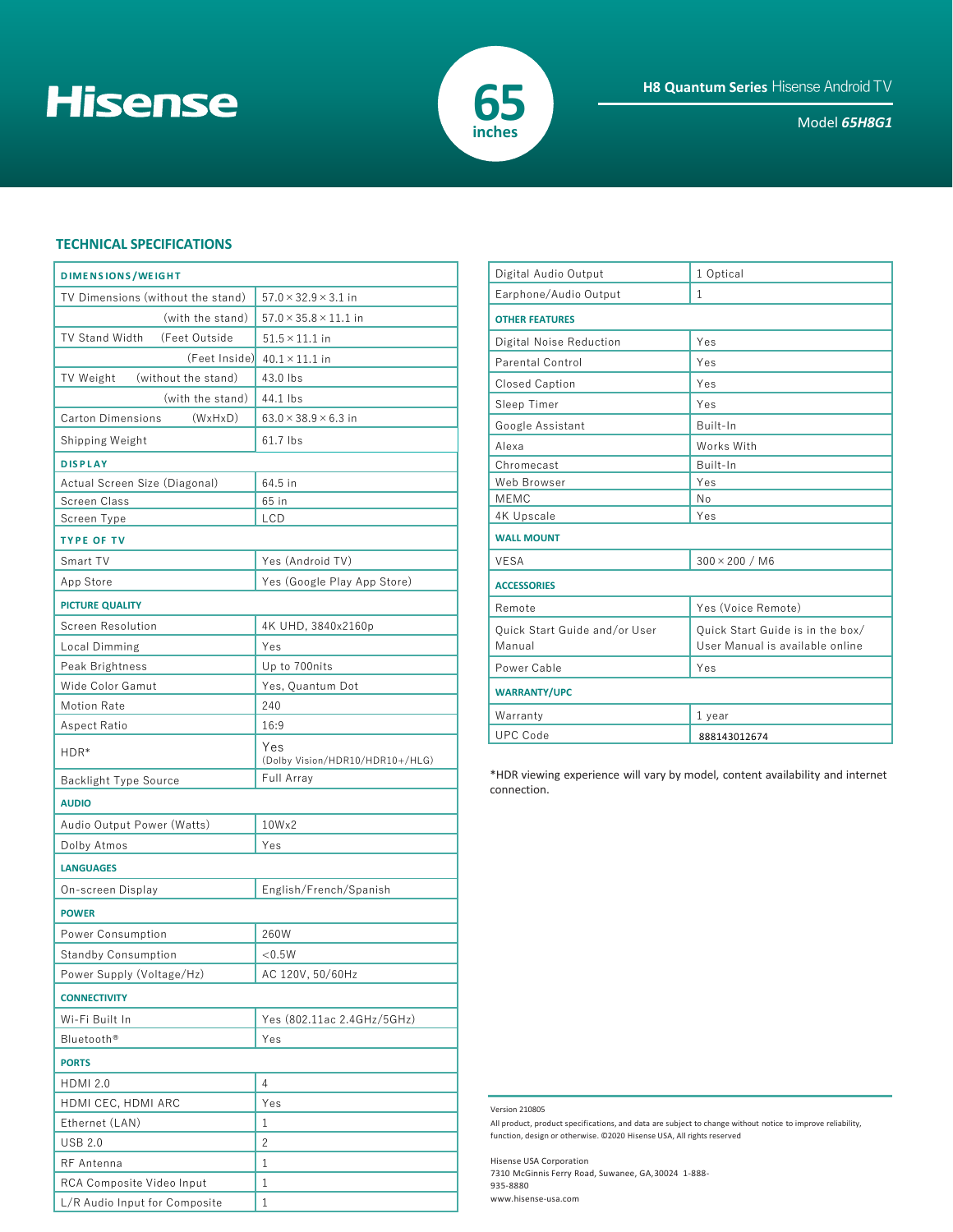# Hisense

**65** inches

**H8 Quantum Series** Hisense Android TV

Model ***65H8G1***

## TECHNICAL SPECIFICATIONS

| | |
|---|---|
| **DIMENSIONS/WEIGHT** | |
| TV Dimensions (without the stand) | 57.0 × 32.9 × 3.1 in |
| (with the stand) | 57.0 × 35.8 × 11.1 in |
| TV Stand Width (Feet Outside | 51.5 × 11.1 in |
| (Feet Inside) | 40.1 × 11.1 in |
| TV Weight (without the stand) | 43.0 lbs |
| (with the stand) | 44.1 lbs |
| Carton Dimensions (WxHxD) | 63.0 × 38.9 × 6.3 in |
| Shipping Weight | 61.7 lbs |
| **DISPLAY** | |
| Actual Screen Size (Diagonal) | 64.5 in |
| Screen Class | 65 in |
| Screen Type | LCD |
| **TYPE OF TV** | |
| Smart TV | Yes (Android TV) |
| App Store | Yes (Google Play App Store) |
| **PICTURE QUALITY** | |
| Screen Resolution | 4K UHD, 3840x2160p |
| Local Dimming | Yes |
| Peak Brightness | Up to 700nits |
| Wide Color Gamut | Yes, Quantum Dot |
| Motion Rate | 240 |
| Aspect Ratio | 16:9 |
| HDR* | Yes (Dolby Vision/HDR10/HDR10+/HLG) |
| Backlight Type Source | Full Array |
| **AUDIO** | |
| Audio Output Power (Watts) | 10Wx2 |
| Dolby Atmos | Yes |
| **LANGUAGES** | |
| On-screen Display | English/French/Spanish |
| **POWER** | |
| Power Consumption | 260W |
| Standby Consumption | <0.5W |
| Power Supply (Voltage/Hz) | AC 120V, 50/60Hz |
| **CONNECTIVITY** | |
| Wi-Fi Built In | Yes (802.11ac 2.4GHz/5GHz) |
| Bluetooth® | Yes |
| **PORTS** | |
| HDMI 2.0 | 4 |
| HDMI CEC, HDMI ARC | Yes |
| Ethernet (LAN) | 1 |
| USB 2.0 | 2 |
| RF Antenna | 1 |
| RCA Composite Video Input | 1 |
| L/R Audio Input for Composite | 1 |
| Digital Audio Output | 1 Optical |
| Earphone/Audio Output | 1 |
| **OTHER FEATURES** | |
| Digital Noise Reduction | Yes |
| Parental Control | Yes |
| Closed Caption | Yes |
| Sleep Timer | Yes |
| Google Assistant | Built-In |
| Alexa | Works With |
| Chromecast | Built-In |
| Web Browser | Yes |
| MEMC | No |
| 4K Upscale | Yes |
| **WALL MOUNT** | |
| VESA | 300 × 200 / M6 |
| **ACCESSORIES** | |
| Remote | Yes (Voice Remote) |
| Quick Start Guide and/or User Manual | Quick Start Guide is in the box/ User Manual is available online |
| Power Cable | Yes |
| **WARRANTY/UPC** | |
| Warranty | 1 year |
| UPC Code | 888143012674 |

*HDR viewing experience will vary by model, content availability and internet connection.

Version 210805

All product, product specifications, and data are subject to change without notice to improve reliability, function, design or otherwise. ©2020 Hisense USA, All rights reserved

Hisense USA Corporation
7310 McGinnis Ferry Road, Suwanee, GA,30024 1-888-935-8880
www.hisense-usa.com